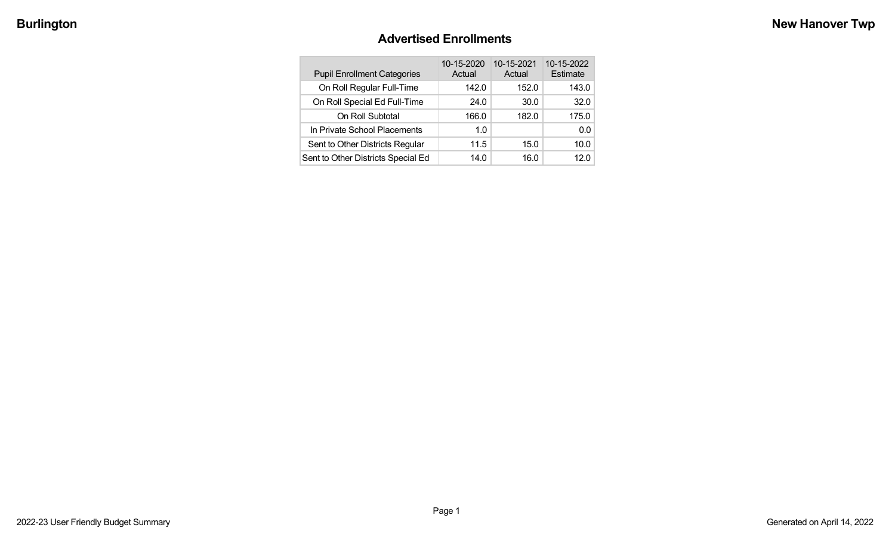# Advertised Enrollments

| Pupil Enrollment Categories | 10-15-2020 Actual | 10-15-2021 Actual | 10-15-2022 Estimate |
|---|---|---|---|
| On Roll Regular Full-Time | 142.0 | 152.0 | 143.0 |
| On Roll Special Ed Full-Time | 24.0 | 30.0 | 32.0 |
| On Roll Subtotal | 166.0 | 182.0 | 175.0 |
| In Private School Placements | 1.0 | | 0.0 |
| Sent to Other Districts Regular | 11.5 | 15.0 | 10.0 |
| Sent to Other Districts Special Ed | 14.0 | 16.0 | 12.0 |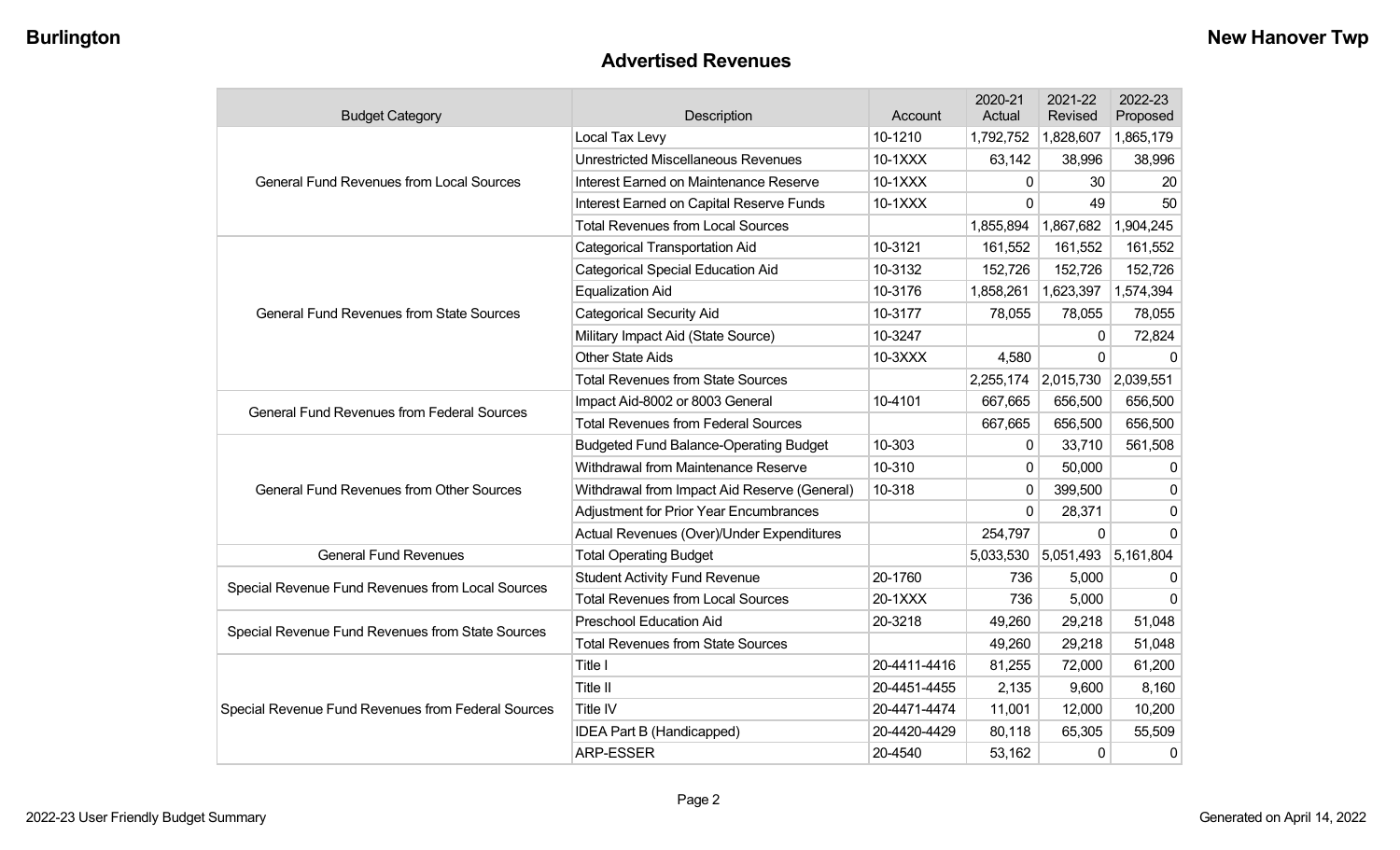## Advertised Revenues

| Budget Category | Description | Account | 2020-21 Actual | 2021-22 Revised | 2022-23 Proposed |
|---|---|---|---|---|---|
| General Fund Revenues from Local Sources | Local Tax Levy | 10-1210 | 1,792,752 | 1,828,607 | 1,865,179 |
| | Unrestricted Miscellaneous Revenues | 10-1XXX | 63,142 | 38,996 | 38,996 |
| | Interest Earned on Maintenance Reserve | 10-1XXX | 0 | 30 | 20 |
| | Interest Earned on Capital Reserve Funds | 10-1XXX | 0 | 49 | 50 |
| | Total Revenues from Local Sources | | 1,855,894 | 1,867,682 | 1,904,245 |
| General Fund Revenues from State Sources | Categorical Transportation Aid | 10-3121 | 161,552 | 161,552 | 161,552 |
| | Categorical Special Education Aid | 10-3132 | 152,726 | 152,726 | 152,726 |
| | Equalization Aid | 10-3176 | 1,858,261 | 1,623,397 | 1,574,394 |
| | Categorical Security Aid | 10-3177 | 78,055 | 78,055 | 78,055 |
| | Military Impact Aid (State Source) | 10-3247 | | 0 | 72,824 |
| | Other State Aids | 10-3XXX | 4,580 | 0 | 0 |
| | Total Revenues from State Sources | | 2,255,174 | 2,015,730 | 2,039,551 |
| General Fund Revenues from Federal Sources | Impact Aid-8002 or 8003 General | 10-4101 | 667,665 | 656,500 | 656,500 |
| | Total Revenues from Federal Sources | | 667,665 | 656,500 | 656,500 |
| General Fund Revenues from Other Sources | Budgeted Fund Balance-Operating Budget | 10-303 | 0 | 33,710 | 561,508 |
| | Withdrawal from Maintenance Reserve | 10-310 | 0 | 50,000 | 0 |
| | Withdrawal from Impact Aid Reserve (General) | 10-318 | 0 | 399,500 | 0 |
| | Adjustment for Prior Year Encumbrances | | 0 | 28,371 | 0 |
| | Actual Revenues (Over)/Under Expenditures | | 254,797 | 0 | 0 |
| General Fund Revenues | Total Operating Budget | | 5,033,530 | 5,051,493 | 5,161,804 |
| Special Revenue Fund Revenues from Local Sources | Student Activity Fund Revenue | 20-1760 | 736 | 5,000 | 0 |
| | Total Revenues from Local Sources | 20-1XXX | 736 | 5,000 | 0 |
| Special Revenue Fund Revenues from State Sources | Preschool Education Aid | 20-3218 | 49,260 | 29,218 | 51,048 |
| | Total Revenues from State Sources | | 49,260 | 29,218 | 51,048 |
| Special Revenue Fund Revenues from Federal Sources | Title I | 20-4411-4416 | 81,255 | 72,000 | 61,200 |
| | Title II | 20-4451-4455 | 2,135 | 9,600 | 8,160 |
| | Title IV | 20-4471-4474 | 11,001 | 12,000 | 10,200 |
| | IDEA Part B (Handicapped) | 20-4420-4429 | 80,118 | 65,305 | 55,509 |
| | ARP-ESSER | 20-4540 | 53,162 | 0 | 0 |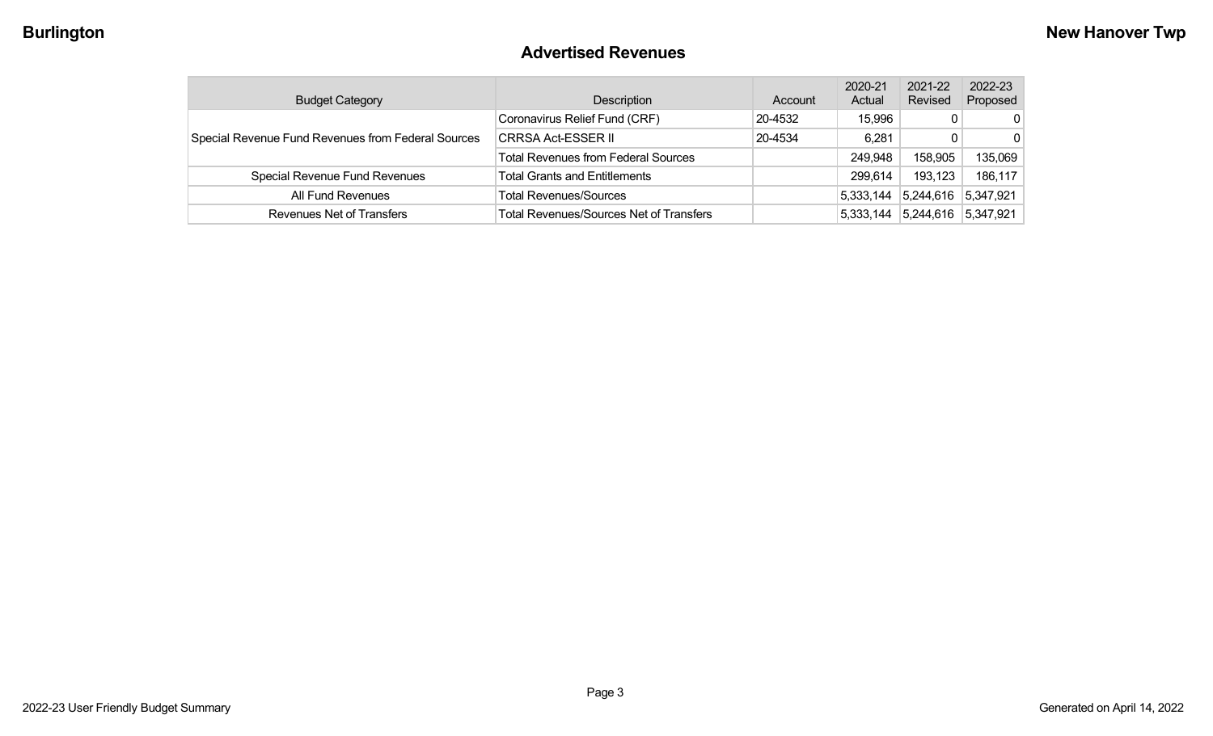## Advertised Revenues

| Budget Category | Description | Account | 2020-21 Actual | 2021-22 Revised | 2022-23 Proposed |
|---|---|---|---|---|---|
| Special Revenue Fund Revenues from Federal Sources | Coronavirus Relief Fund (CRF) | 20-4532 | 15,996 | 0 | 0 |
| | CRRSA Act-ESSER II | 20-4534 | 6,281 | 0 | 0 |
| | Total Revenues from Federal Sources | | 249,948 | 158,905 | 135,069 |
| Special Revenue Fund Revenues | Total Grants and Entitlements | | 299,614 | 193,123 | 186,117 |
| All Fund Revenues | Total Revenues/Sources | | 5,333,144 | 5,244,616 | 5,347,921 |
| Revenues Net of Transfers | Total Revenues/Sources Net of Transfers | | 5,333,144 | 5,244,616 | 5,347,921 |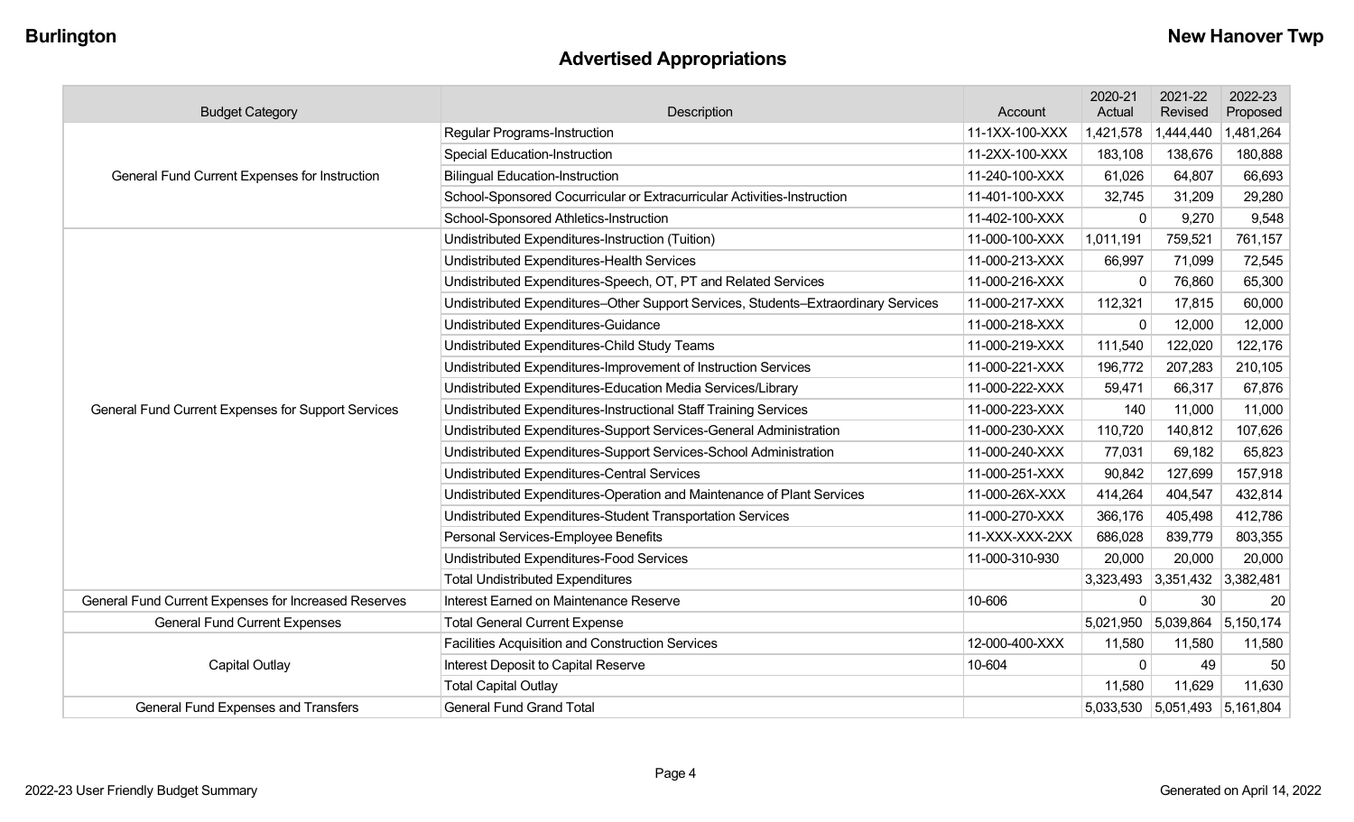# Advertised Appropriations

Burlington — New Hanover Twp

| Budget Category | Description | Account | 2020-21 Actual | 2021-22 Revised | 2022-23 Proposed |
|---|---|---|---|---|---|
| General Fund Current Expenses for Instruction | Regular Programs-Instruction | 11-1XX-100-XXX | 1,421,578 | 1,444,440 | 1,481,264 |
| | Special Education-Instruction | 11-2XX-100-XXX | 183,108 | 138,676 | 180,888 |
| | Bilingual Education-Instruction | 11-240-100-XXX | 61,026 | 64,807 | 66,693 |
| | School-Sponsored Cocurricular or Extracurricular Activities-Instruction | 11-401-100-XXX | 32,745 | 31,209 | 29,280 |
| | School-Sponsored Athletics-Instruction | 11-402-100-XXX | 0 | 9,270 | 9,548 |
| General Fund Current Expenses for Support Services | Undistributed Expenditures-Instruction (Tuition) | 11-000-100-XXX | 1,011,191 | 759,521 | 761,157 |
| | Undistributed Expenditures-Health Services | 11-000-213-XXX | 66,997 | 71,099 | 72,545 |
| | Undistributed Expenditures-Speech, OT, PT and Related Services | 11-000-216-XXX | 0 | 76,860 | 65,300 |
| | Undistributed Expenditures–Other Support Services, Students–Extraordinary Services | 11-000-217-XXX | 112,321 | 17,815 | 60,000 |
| | Undistributed Expenditures-Guidance | 11-000-218-XXX | 0 | 12,000 | 12,000 |
| | Undistributed Expenditures-Child Study Teams | 11-000-219-XXX | 111,540 | 122,020 | 122,176 |
| | Undistributed Expenditures-Improvement of Instruction Services | 11-000-221-XXX | 196,772 | 207,283 | 210,105 |
| | Undistributed Expenditures-Education Media Services/Library | 11-000-222-XXX | 59,471 | 66,317 | 67,876 |
| | Undistributed Expenditures-Instructional Staff Training Services | 11-000-223-XXX | 140 | 11,000 | 11,000 |
| | Undistributed Expenditures-Support Services-General Administration | 11-000-230-XXX | 110,720 | 140,812 | 107,626 |
| | Undistributed Expenditures-Support Services-School Administration | 11-000-240-XXX | 77,031 | 69,182 | 65,823 |
| | Undistributed Expenditures-Central Services | 11-000-251-XXX | 90,842 | 127,699 | 157,918 |
| | Undistributed Expenditures-Operation and Maintenance of Plant Services | 11-000-26X-XXX | 414,264 | 404,547 | 432,814 |
| | Undistributed Expenditures-Student Transportation Services | 11-000-270-XXX | 366,176 | 405,498 | 412,786 |
| | Personal Services-Employee Benefits | 11-XXX-XXX-2XX | 686,028 | 839,779 | 803,355 |
| | Undistributed Expenditures-Food Services | 11-000-310-930 | 20,000 | 20,000 | 20,000 |
| | Total Undistributed Expenditures | | 3,323,493 | 3,351,432 | 3,382,481 |
| General Fund Current Expenses for Increased Reserves | Interest Earned on Maintenance Reserve | 10-606 | 0 | 30 | 20 |
| General Fund Current Expenses | Total General Current Expense | | 5,021,950 | 5,039,864 | 5,150,174 |
| Capital Outlay | Facilities Acquisition and Construction Services | 12-000-400-XXX | 11,580 | 11,580 | 11,580 |
| | Interest Deposit to Capital Reserve | 10-604 | 0 | 49 | 50 |
| | Total Capital Outlay | | 11,580 | 11,629 | 11,630 |
| General Fund Expenses and Transfers | General Fund Grand Total | | 5,033,530 | 5,051,493 | 5,161,804 |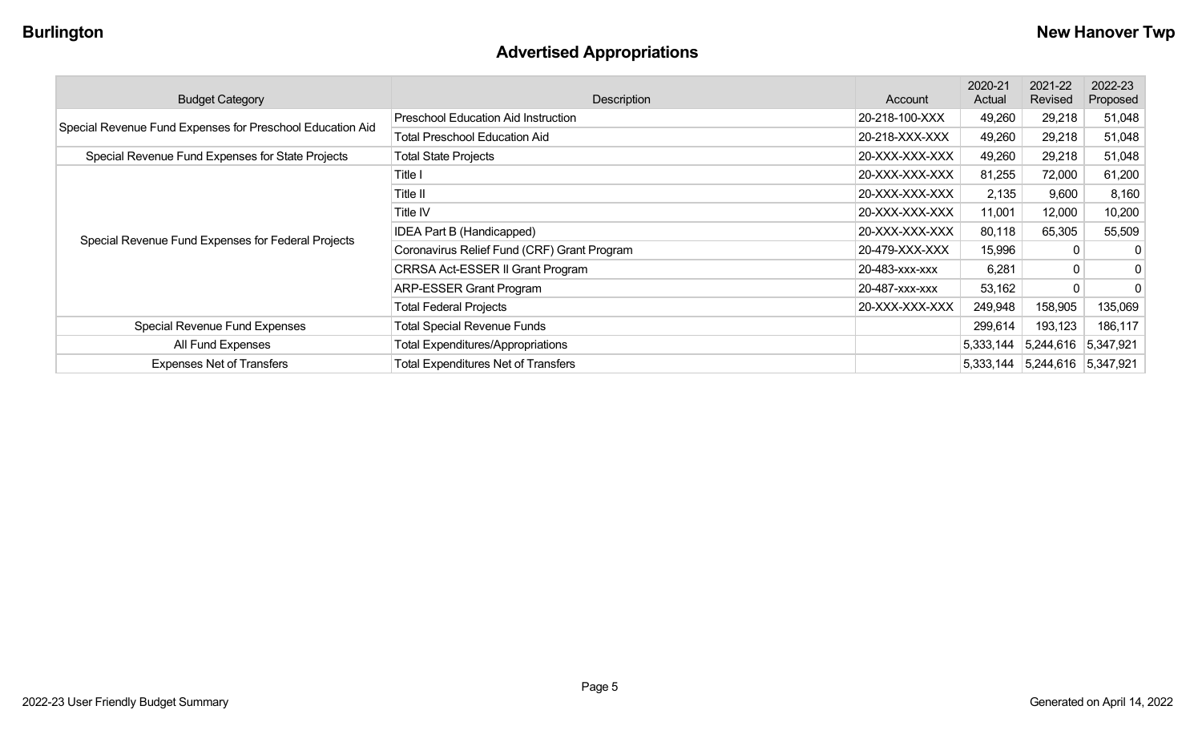## Advertised Appropriations

| Budget Category | Description | Account | 2020-21 Actual | 2021-22 Revised | 2022-23 Proposed |
|---|---|---|---|---|---|
| Special Revenue Fund Expenses for Preschool Education Aid | Preschool Education Aid Instruction | 20-218-100-XXX | 49,260 | 29,218 | 51,048 |
| | Total Preschool Education Aid | 20-218-XXX-XXX | 49,260 | 29,218 | 51,048 |
| Special Revenue Fund Expenses for State Projects | Total State Projects | 20-XXX-XXX-XXX | 49,260 | 29,218 | 51,048 |
| Special Revenue Fund Expenses for Federal Projects | Title I | 20-XXX-XXX-XXX | 81,255 | 72,000 | 61,200 |
| | Title II | 20-XXX-XXX-XXX | 2,135 | 9,600 | 8,160 |
| | Title IV | 20-XXX-XXX-XXX | 11,001 | 12,000 | 10,200 |
| | IDEA Part B (Handicapped) | 20-XXX-XXX-XXX | 80,118 | 65,305 | 55,509 |
| | Coronavirus Relief Fund (CRF) Grant Program | 20-479-XXX-XXX | 15,996 | 0 | 0 |
| | CRRSA Act-ESSER II Grant Program | 20-483-xxx-xxx | 6,281 | 0 | 0 |
| | ARP-ESSER Grant Program | 20-487-xxx-xxx | 53,162 | 0 | 0 |
| | Total Federal Projects | 20-XXX-XXX-XXX | 249,948 | 158,905 | 135,069 |
| Special Revenue Fund Expenses | Total Special Revenue Funds | | 299,614 | 193,123 | 186,117 |
| All Fund Expenses | Total Expenditures/Appropriations | | 5,333,144 | 5,244,616 | 5,347,921 |
| Expenses Net of Transfers | Total Expenditures Net of Transfers | | 5,333,144 | 5,244,616 | 5,347,921 |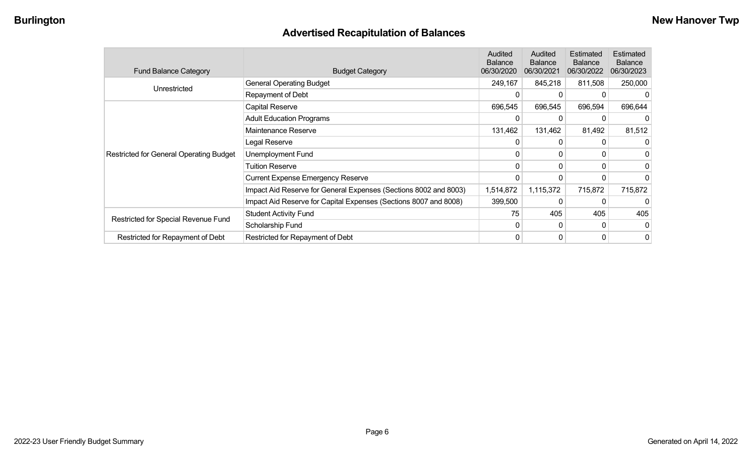## Advertised Recapitulation of Balances

| Fund Balance Category | Budget Category | Audited Balance 06/30/2020 | Audited Balance 06/30/2021 | Estimated Balance 06/30/2022 | Estimated Balance 06/30/2023 |
|---|---|---|---|---|---|
| Unrestricted | General Operating Budget | 249,167 | 845,218 | 811,508 | 250,000 |
| | Repayment of Debt | 0 | 0 | 0 | 0 |
| Restricted for General Operating Budget | Capital Reserve | 696,545 | 696,545 | 696,594 | 696,644 |
| | Adult Education Programs | 0 | 0 | 0 | 0 |
| | Maintenance Reserve | 131,462 | 131,462 | 81,492 | 81,512 |
| | Legal Reserve | 0 | 0 | 0 | 0 |
| | Unemployment Fund | 0 | 0 | 0 | 0 |
| | Tuition Reserve | 0 | 0 | 0 | 0 |
| | Current Expense Emergency Reserve | 0 | 0 | 0 | 0 |
| | Impact Aid Reserve for General Expenses (Sections 8002 and 8003) | 1,514,872 | 1,115,372 | 715,872 | 715,872 |
| | Impact Aid Reserve for Capital Expenses (Sections 8007 and 8008) | 399,500 | 0 | 0 | 0 |
| Restricted for Special Revenue Fund | Student Activity Fund | 75 | 405 | 405 | 405 |
| | Scholarship Fund | 0 | 0 | 0 | 0 |
| Restricted for Repayment of Debt | Restricted for Repayment of Debt | 0 | 0 | 0 | 0 |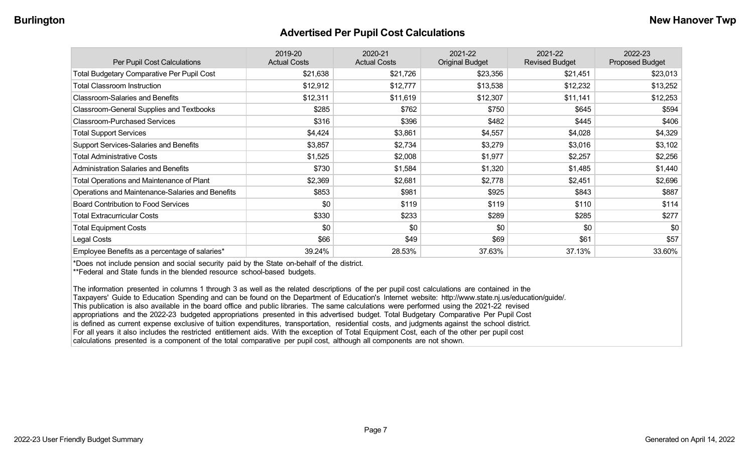# Advertised Per Pupil Cost Calculations

| Per Pupil Cost Calculations | 2019-20 Actual Costs | 2020-21 Actual Costs | 2021-22 Original Budget | 2021-22 Revised Budget | 2022-23 Proposed Budget |
|---|---|---|---|---|---|
| Total Budgetary Comparative Per Pupil Cost | $21,638 | $21,726 | $23,356 | $21,451 | $23,013 |
| Total Classroom Instruction | $12,912 | $12,777 | $13,538 | $12,232 | $13,252 |
| Classroom-Salaries and Benefits | $12,311 | $11,619 | $12,307 | $11,141 | $12,253 |
| Classroom-General Supplies and Textbooks | $285 | $762 | $750 | $645 | $594 |
| Classroom-Purchased Services | $316 | $396 | $482 | $445 | $406 |
| Total Support Services | $4,424 | $3,861 | $4,557 | $4,028 | $4,329 |
| Support Services-Salaries and Benefits | $3,857 | $2,734 | $3,279 | $3,016 | $3,102 |
| Total Administrative Costs | $1,525 | $2,008 | $1,977 | $2,257 | $2,256 |
| Administration Salaries and Benefits | $730 | $1,584 | $1,320 | $1,485 | $1,440 |
| Total Operations and Maintenance of Plant | $2,369 | $2,681 | $2,778 | $2,451 | $2,696 |
| Operations and Maintenance-Salaries and Benefits | $853 | $981 | $925 | $843 | $887 |
| Board Contribution to Food Services | $0 | $119 | $119 | $110 | $114 |
| Total Extracurricular Costs | $330 | $233 | $289 | $285 | $277 |
| Total Equipment Costs | $0 | $0 | $0 | $0 | $0 |
| Legal Costs | $66 | $49 | $69 | $61 | $57 |
| Employee Benefits as a percentage of salaries* | 39.24% | 28.53% | 37.63% | 37.13% | 33.60% |

*Does not include pension and social security paid by the State on-behalf of the district.
**Federal and State funds in the blended resource school-based budgets.

The information presented in columns 1 through 3 as well as the related descriptions of the per pupil cost calculations are contained in the Taxpayers' Guide to Education Spending and can be found on the Department of Education's Internet website: http://www.state.nj.us/education/guide/. This publication is also available in the board office and public libraries. The same calculations were performed using the 2021-22 revised appropriations and the 2022-23 budgeted appropriations presented in this advertised budget. Total Budgetary Comparative Per Pupil Cost is defined as current expense exclusive of tuition expenditures, transportation, residential costs, and judgments against the school district. For all years it also includes the restricted entitlement aids. With the exception of Total Equipment Cost, each of the other per pupil cost calculations presented is a component of the total comparative per pupil cost, although all components are not shown.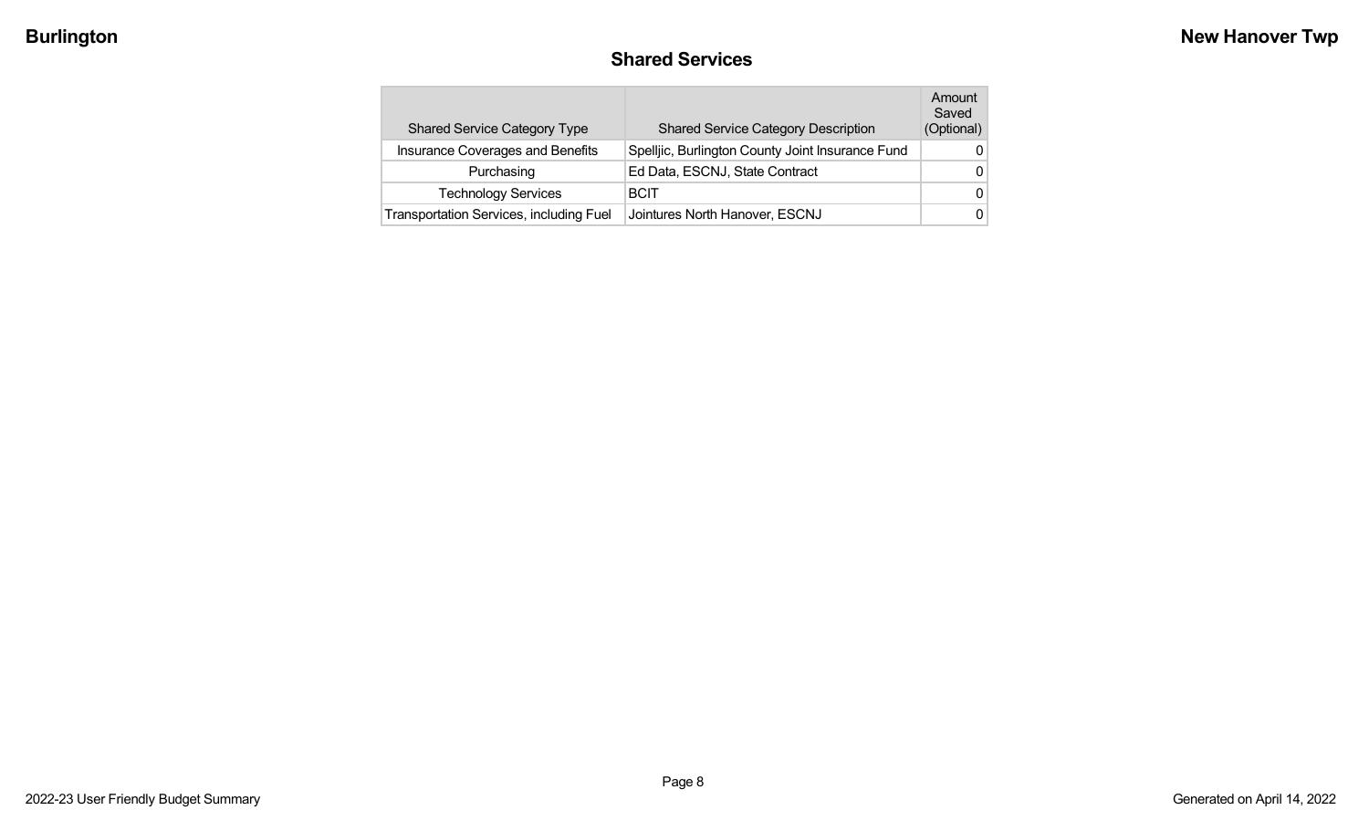## Shared Services

| Shared Service Category Type | Shared Service Category Description | Amount Saved (Optional) |
|---|---|---|
| Insurance Coverages and Benefits | Spelljic, Burlington County Joint Insurance Fund | 0 |
| Purchasing | Ed Data, ESCNJ, State Contract | 0 |
| Technology Services | BCIT | 0 |
| Transportation Services, including Fuel | Jointures North Hanover, ESCNJ | 0 |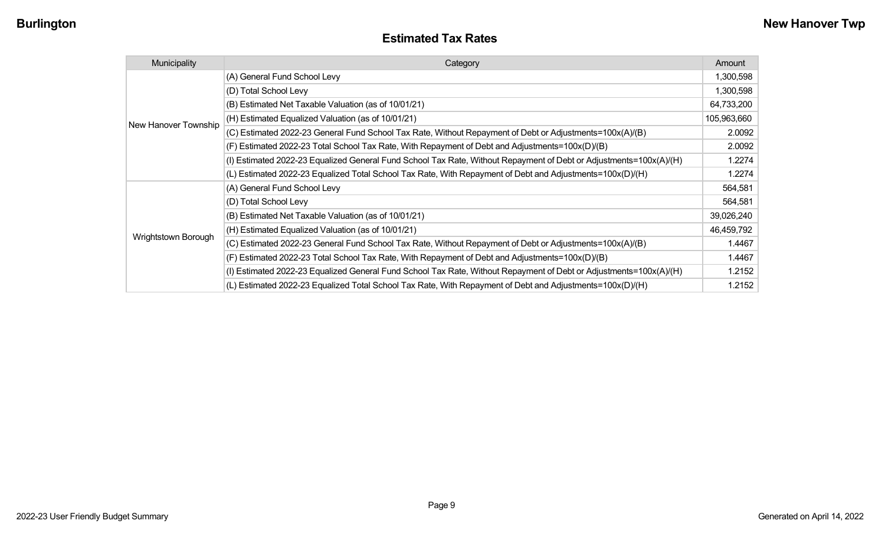## Estimated Tax Rates

| Municipality | Category | Amount |
|---|---|---|
| New Hanover Township | (A) General Fund School Levy | 1,300,598 |
| | (D) Total School Levy | 1,300,598 |
| | (B) Estimated Net Taxable Valuation (as of 10/01/21) | 64,733,200 |
| | (H) Estimated Equalized Valuation (as of 10/01/21) | 105,963,660 |
| | (C) Estimated 2022-23 General Fund School Tax Rate, Without Repayment of Debt or Adjustments=100x(A)/(B) | 2.0092 |
| | (F) Estimated 2022-23 Total School Tax Rate, With Repayment of Debt and Adjustments=100x(D)/(B) | 2.0092 |
| | (I) Estimated 2022-23 Equalized General Fund School Tax Rate, Without Repayment of Debt or Adjustments=100x(A)/(H) | 1.2274 |
| | (L) Estimated 2022-23 Equalized Total School Tax Rate, With Repayment of Debt and Adjustments=100x(D)/(H) | 1.2274 |
| Wrightstown Borough | (A) General Fund School Levy | 564,581 |
| | (D) Total School Levy | 564,581 |
| | (B) Estimated Net Taxable Valuation (as of 10/01/21) | 39,026,240 |
| | (H) Estimated Equalized Valuation (as of 10/01/21) | 46,459,792 |
| | (C) Estimated 2022-23 General Fund School Tax Rate, Without Repayment of Debt or Adjustments=100x(A)/(B) | 1.4467 |
| | (F) Estimated 2022-23 Total School Tax Rate, With Repayment of Debt and Adjustments=100x(D)/(B) | 1.4467 |
| | (I) Estimated 2022-23 Equalized General Fund School Tax Rate, Without Repayment of Debt or Adjustments=100x(A)/(H) | 1.2152 |
| | (L) Estimated 2022-23 Equalized Total School Tax Rate, With Repayment of Debt and Adjustments=100x(D)/(H) | 1.2152 |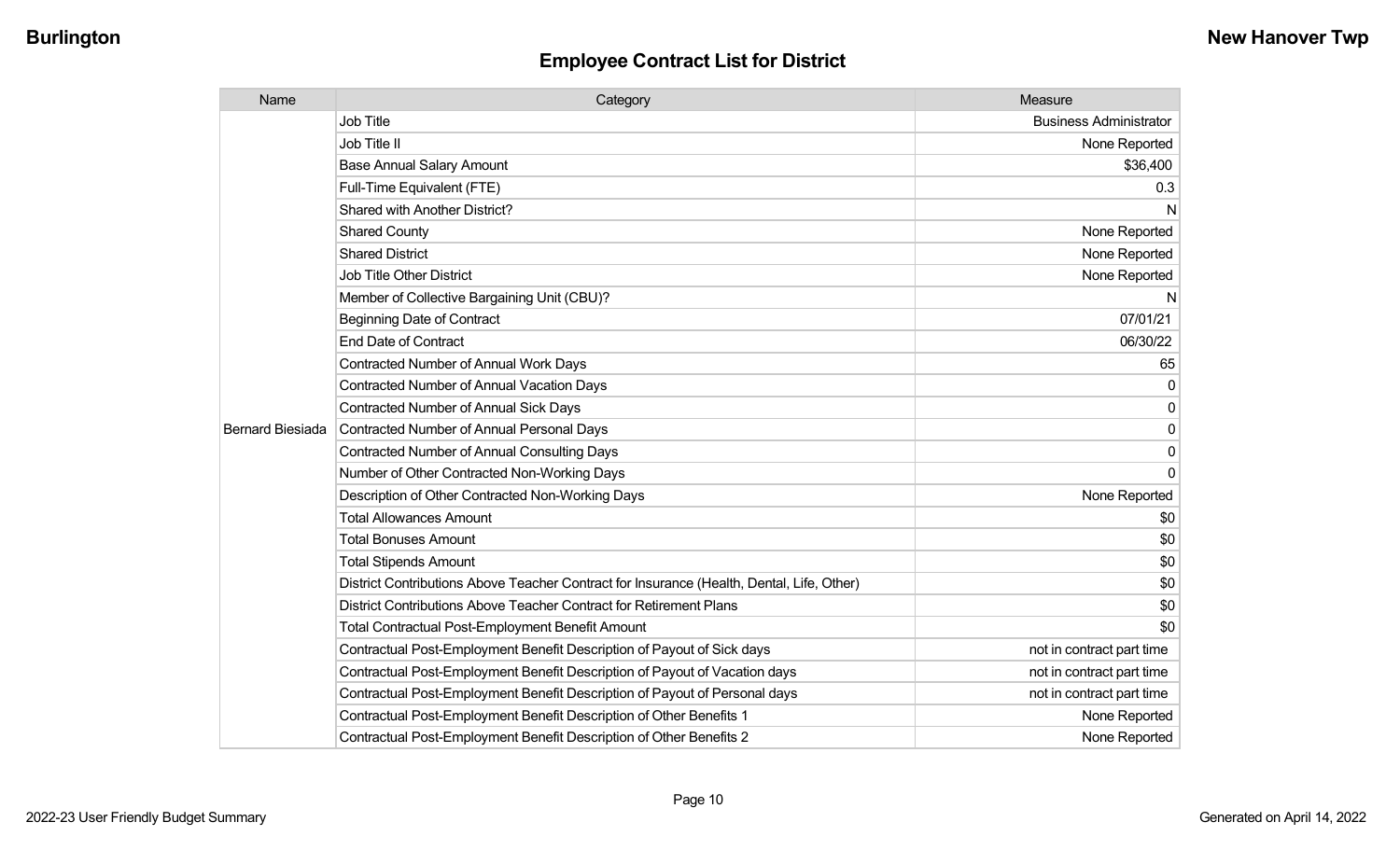## Employee Contract List for District

| Name | Category | Measure |
|---|---|---|
| Bernard Biesiada | Job Title | Business Administrator |
| | Job Title II | None Reported |
| | Base Annual Salary Amount | $36,400 |
| | Full-Time Equivalent (FTE) | 0.3 |
| | Shared with Another District? | N |
| | Shared County | None Reported |
| | Shared District | None Reported |
| | Job Title Other District | None Reported |
| | Member of Collective Bargaining Unit (CBU)? | N |
| | Beginning Date of Contract | 07/01/21 |
| | End Date of Contract | 06/30/22 |
| | Contracted Number of Annual Work Days | 65 |
| | Contracted Number of Annual Vacation Days | 0 |
| | Contracted Number of Annual Sick Days | 0 |
| | Contracted Number of Annual Personal Days | 0 |
| | Contracted Number of Annual Consulting Days | 0 |
| | Number of Other Contracted Non-Working Days | 0 |
| | Description of Other Contracted Non-Working Days | None Reported |
| | Total Allowances Amount | $0 |
| | Total Bonuses Amount | $0 |
| | Total Stipends Amount | $0 |
| | District Contributions Above Teacher Contract for Insurance (Health, Dental, Life, Other) | $0 |
| | District Contributions Above Teacher Contract for Retirement Plans | $0 |
| | Total Contractual Post-Employment Benefit Amount | $0 |
| | Contractual Post-Employment Benefit Description of Payout of Sick days | not in contract part time |
| | Contractual Post-Employment Benefit Description of Payout of Vacation days | not in contract part time |
| | Contractual Post-Employment Benefit Description of Payout of Personal days | not in contract part time |
| | Contractual Post-Employment Benefit Description of Other Benefits 1 | None Reported |
| | Contractual Post-Employment Benefit Description of Other Benefits 2 | None Reported |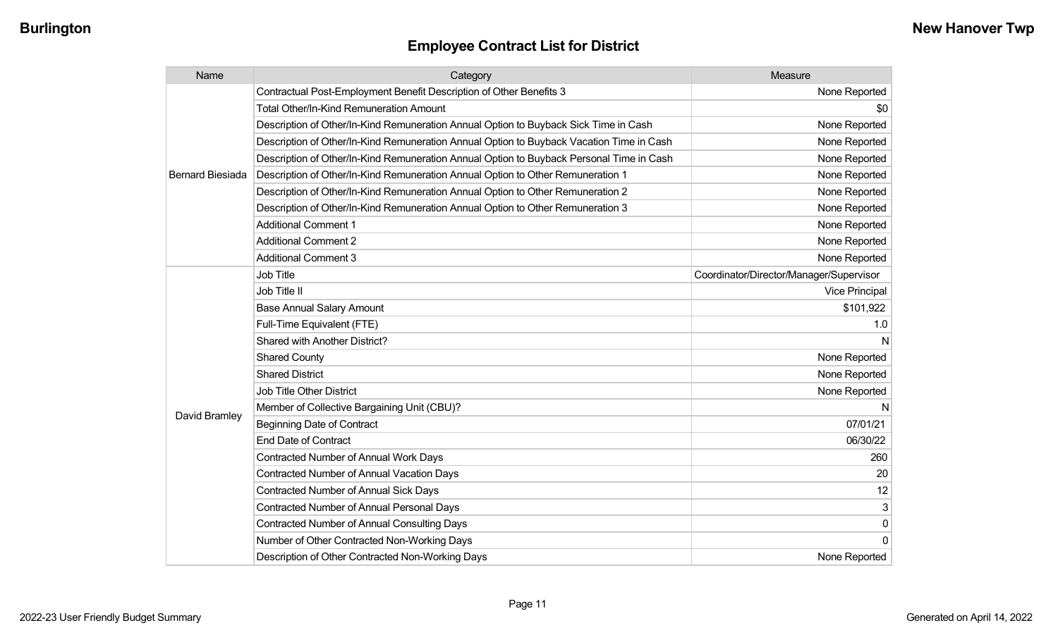## Employee Contract List for District

| Name | Category | Measure |
|---|---|---|
| Bernard Biesiada | Contractual Post-Employment Benefit Description of Other Benefits 3 | None Reported |
| | Total Other/In-Kind Remuneration Amount | $0 |
| | Description of Other/In-Kind Remuneration Annual Option to Buyback Sick Time in Cash | None Reported |
| | Description of Other/In-Kind Remuneration Annual Option to Buyback Vacation Time in Cash | None Reported |
| | Description of Other/In-Kind Remuneration Annual Option to Buyback Personal Time in Cash | None Reported |
| | Description of Other/In-Kind Remuneration Annual Option to Other Remuneration 1 | None Reported |
| | Description of Other/In-Kind Remuneration Annual Option to Other Remuneration 2 | None Reported |
| | Description of Other/In-Kind Remuneration Annual Option to Other Remuneration 3 | None Reported |
| | Additional Comment 1 | None Reported |
| | Additional Comment 2 | None Reported |
| | Additional Comment 3 | None Reported |
| David Bramley | Job Title | Coordinator/Director/Manager/Supervisor |
| | Job Title II | Vice Principal |
| | Base Annual Salary Amount | $101,922 |
| | Full-Time Equivalent (FTE) | 1.0 |
| | Shared with Another District? | N |
| | Shared County | None Reported |
| | Shared District | None Reported |
| | Job Title Other District | None Reported |
| | Member of Collective Bargaining Unit (CBU)? | N |
| | Beginning Date of Contract | 07/01/21 |
| | End Date of Contract | 06/30/22 |
| | Contracted Number of Annual Work Days | 260 |
| | Contracted Number of Annual Vacation Days | 20 |
| | Contracted Number of Annual Sick Days | 12 |
| | Contracted Number of Annual Personal Days | 3 |
| | Contracted Number of Annual Consulting Days | 0 |
| | Number of Other Contracted Non-Working Days | 0 |
| | Description of Other Contracted Non-Working Days | None Reported |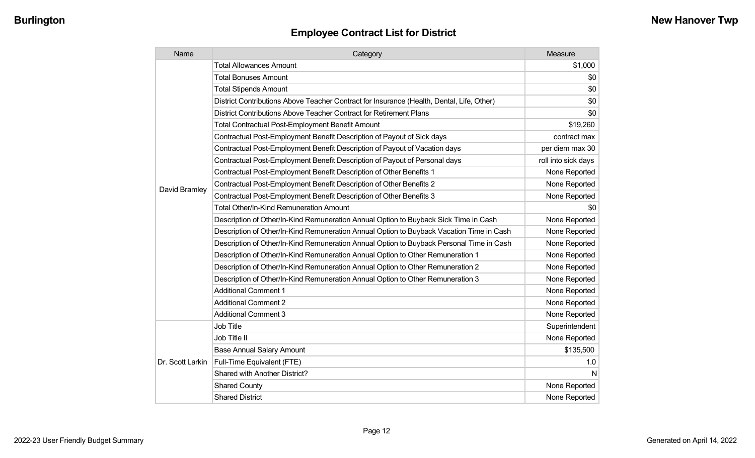## Employee Contract List for District

| Name | Category | Measure |
|---|---|---|
| David Bramley | Total Allowances Amount | $1,000 |
| | Total Bonuses Amount | $0 |
| | Total Stipends Amount | $0 |
| | District Contributions Above Teacher Contract for Insurance (Health, Dental, Life, Other) | $0 |
| | District Contributions Above Teacher Contract for Retirement Plans | $0 |
| | Total Contractual Post-Employment Benefit Amount | $19,260 |
| | Contractual Post-Employment Benefit Description of Payout of Sick days | contract max |
| | Contractual Post-Employment Benefit Description of Payout of Vacation days | per diem max 30 |
| | Contractual Post-Employment Benefit Description of Payout of Personal days | roll into sick days |
| | Contractual Post-Employment Benefit Description of Other Benefits 1 | None Reported |
| | Contractual Post-Employment Benefit Description of Other Benefits 2 | None Reported |
| | Contractual Post-Employment Benefit Description of Other Benefits 3 | None Reported |
| | Total Other/In-Kind Remuneration Amount | $0 |
| | Description of Other/In-Kind Remuneration Annual Option to Buyback Sick Time in Cash | None Reported |
| | Description of Other/In-Kind Remuneration Annual Option to Buyback Vacation Time in Cash | None Reported |
| | Description of Other/In-Kind Remuneration Annual Option to Buyback Personal Time in Cash | None Reported |
| | Description of Other/In-Kind Remuneration Annual Option to Other Remuneration 1 | None Reported |
| | Description of Other/In-Kind Remuneration Annual Option to Other Remuneration 2 | None Reported |
| | Description of Other/In-Kind Remuneration Annual Option to Other Remuneration 3 | None Reported |
| | Additional Comment 1 | None Reported |
| | Additional Comment 2 | None Reported |
| | Additional Comment 3 | None Reported |
| Dr. Scott Larkin | Job Title | Superintendent |
| | Job Title II | None Reported |
| | Base Annual Salary Amount | $135,500 |
| | Full-Time Equivalent (FTE) | 1.0 |
| | Shared with Another District? | N |
| | Shared County | None Reported |
| | Shared District | None Reported |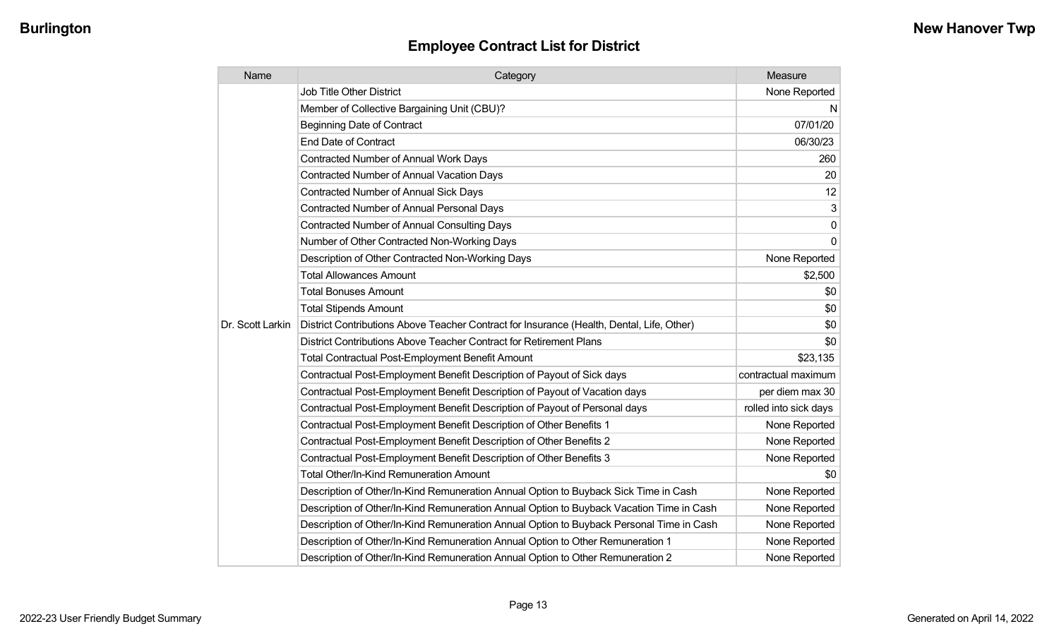## Employee Contract List for District

| Name | Category | Measure |
|---|---|---|
| Dr. Scott Larkin | Job Title Other District | None Reported |
| | Member of Collective Bargaining Unit (CBU)? | N |
| | Beginning Date of Contract | 07/01/20 |
| | End Date of Contract | 06/30/23 |
| | Contracted Number of Annual Work Days | 260 |
| | Contracted Number of Annual Vacation Days | 20 |
| | Contracted Number of Annual Sick Days | 12 |
| | Contracted Number of Annual Personal Days | 3 |
| | Contracted Number of Annual Consulting Days | 0 |
| | Number of Other Contracted Non-Working Days | 0 |
| | Description of Other Contracted Non-Working Days | None Reported |
| | Total Allowances Amount | $2,500 |
| | Total Bonuses Amount | $0 |
| | Total Stipends Amount | $0 |
| | District Contributions Above Teacher Contract for Insurance (Health, Dental, Life, Other) | $0 |
| | District Contributions Above Teacher Contract for Retirement Plans | $0 |
| | Total Contractual Post-Employment Benefit Amount | $23,135 |
| | Contractual Post-Employment Benefit Description of Payout of Sick days | contractual maximum |
| | Contractual Post-Employment Benefit Description of Payout of Vacation days | per diem max 30 |
| | Contractual Post-Employment Benefit Description of Payout of Personal days | rolled into sick days |
| | Contractual Post-Employment Benefit Description of Other Benefits 1 | None Reported |
| | Contractual Post-Employment Benefit Description of Other Benefits 2 | None Reported |
| | Contractual Post-Employment Benefit Description of Other Benefits 3 | None Reported |
| | Total Other/In-Kind Remuneration Amount | $0 |
| | Description of Other/In-Kind Remuneration Annual Option to Buyback Sick Time in Cash | None Reported |
| | Description of Other/In-Kind Remuneration Annual Option to Buyback Vacation Time in Cash | None Reported |
| | Description of Other/In-Kind Remuneration Annual Option to Buyback Personal Time in Cash | None Reported |
| | Description of Other/In-Kind Remuneration Annual Option to Other Remuneration 1 | None Reported |
| | Description of Other/In-Kind Remuneration Annual Option to Other Remuneration 2 | None Reported |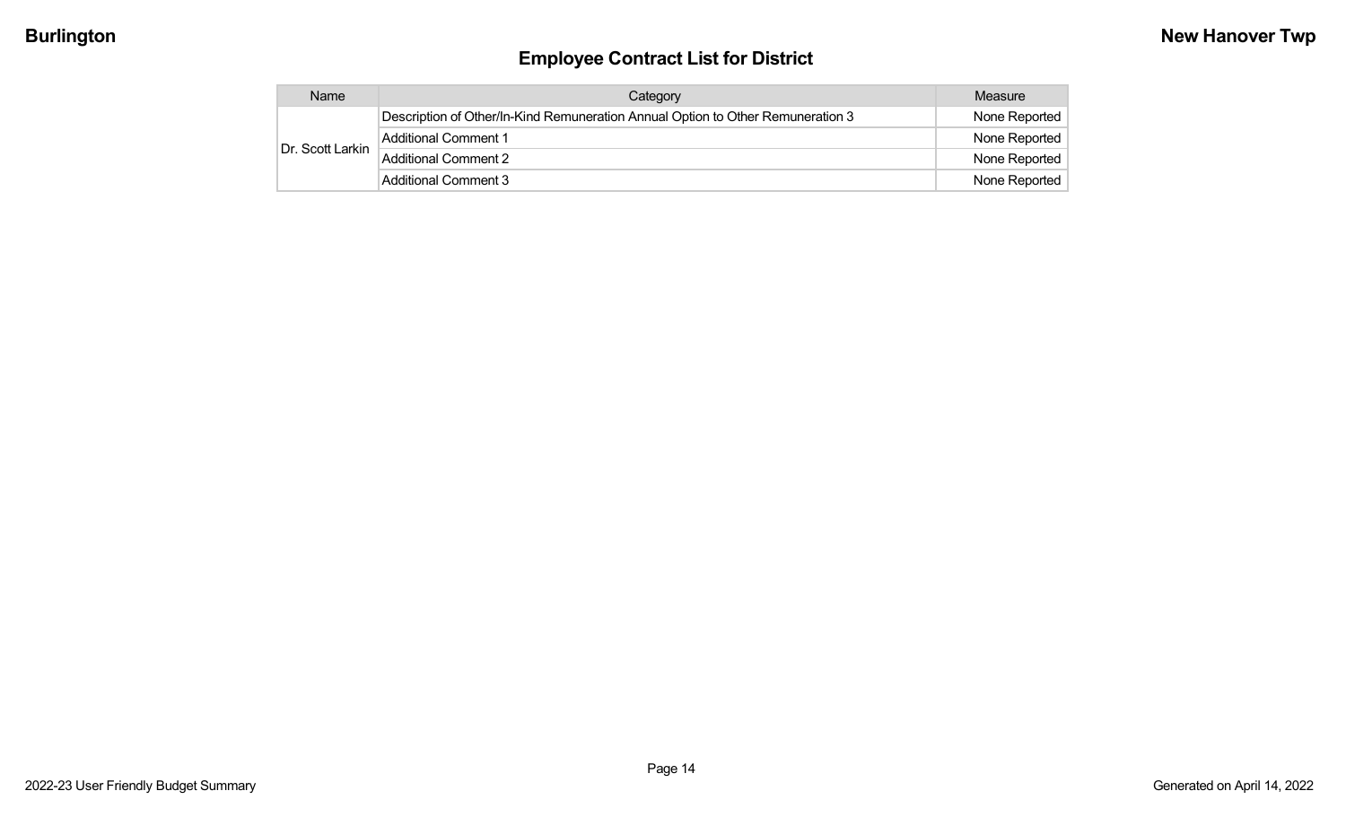## Employee Contract List for District

| Name | Category | Measure |
|---|---|---|
| Dr. Scott Larkin | Description of Other/In-Kind Remuneration Annual Option to Other Remuneration 3 | None Reported |
| | Additional Comment 1 | None Reported |
| | Additional Comment 2 | None Reported |
| | Additional Comment 3 | None Reported |